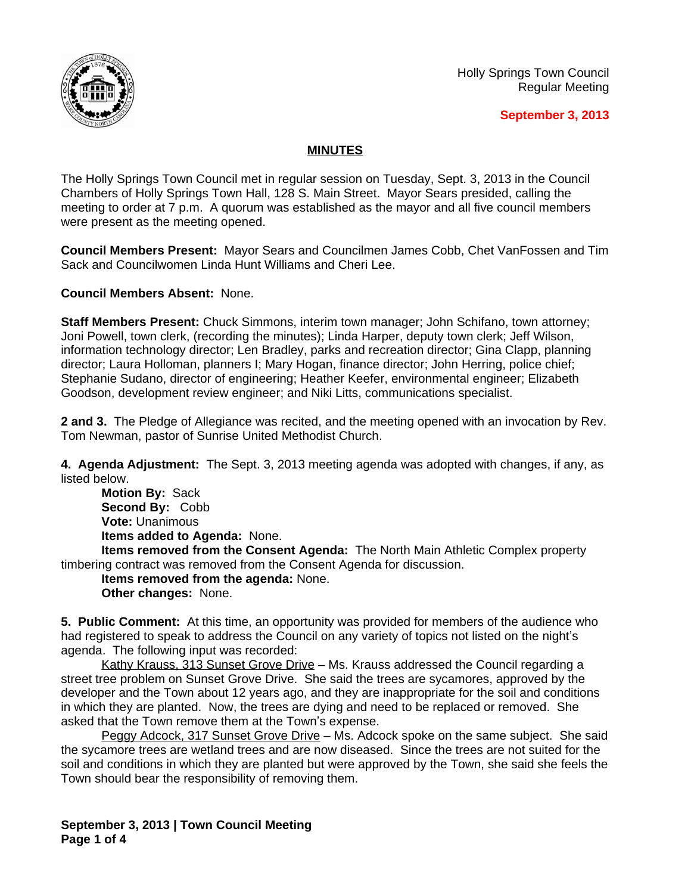Holly Springs Town Council
Regular Meeting

**September 3, 2013**

## MINUTES

The Holly Springs Town Council met in regular session on Tuesday, Sept. 3, 2013 in the Council Chambers of Holly Springs Town Hall, 128 S. Main Street. Mayor Sears presided, calling the meeting to order at 7 p.m. A quorum was established as the mayor and all five council members were present as the meeting opened.

**Council Members Present:** Mayor Sears and Councilmen James Cobb, Chet VanFossen and Tim Sack and Councilwomen Linda Hunt Williams and Cheri Lee.

**Council Members Absent:** None.

**Staff Members Present:** Chuck Simmons, interim town manager; John Schifano, town attorney; Joni Powell, town clerk, (recording the minutes); Linda Harper, deputy town clerk; Jeff Wilson, information technology director; Len Bradley, parks and recreation director; Gina Clapp, planning director; Laura Holloman, planners I; Mary Hogan, finance director; John Herring, police chief; Stephanie Sudano, director of engineering; Heather Keefer, environmental engineer; Elizabeth Goodson, development review engineer; and Niki Litts, communications specialist.

**2 and 3.** The Pledge of Allegiance was recited, and the meeting opened with an invocation by Rev. Tom Newman, pastor of Sunrise United Methodist Church.

**4. Agenda Adjustment:** The Sept. 3, 2013 meeting agenda was adopted with changes, if any, as listed below.

**Motion By:** Sack
**Second By:** Cobb
**Vote:** Unanimous
**Items added to Agenda:** None.
**Items removed from the Consent Agenda:** The North Main Athletic Complex property timbering contract was removed from the Consent Agenda for discussion.
**Items removed from the agenda:** None.
**Other changes:** None.

**5. Public Comment:** At this time, an opportunity was provided for members of the audience who had registered to speak to address the Council on any variety of topics not listed on the night's agenda. The following input was recorded:

Kathy Krauss, 313 Sunset Grove Drive – Ms. Krauss addressed the Council regarding a street tree problem on Sunset Grove Drive. She said the trees are sycamores, approved by the developer and the Town about 12 years ago, and they are inappropriate for the soil and conditions in which they are planted. Now, the trees are dying and need to be replaced or removed. She asked that the Town remove them at the Town's expense.

Peggy Adcock, 317 Sunset Grove Drive – Ms. Adcock spoke on the same subject. She said the sycamore trees are wetland trees and are now diseased. Since the trees are not suited for the soil and conditions in which they are planted but were approved by the Town, she said she feels the Town should bear the responsibility of removing them.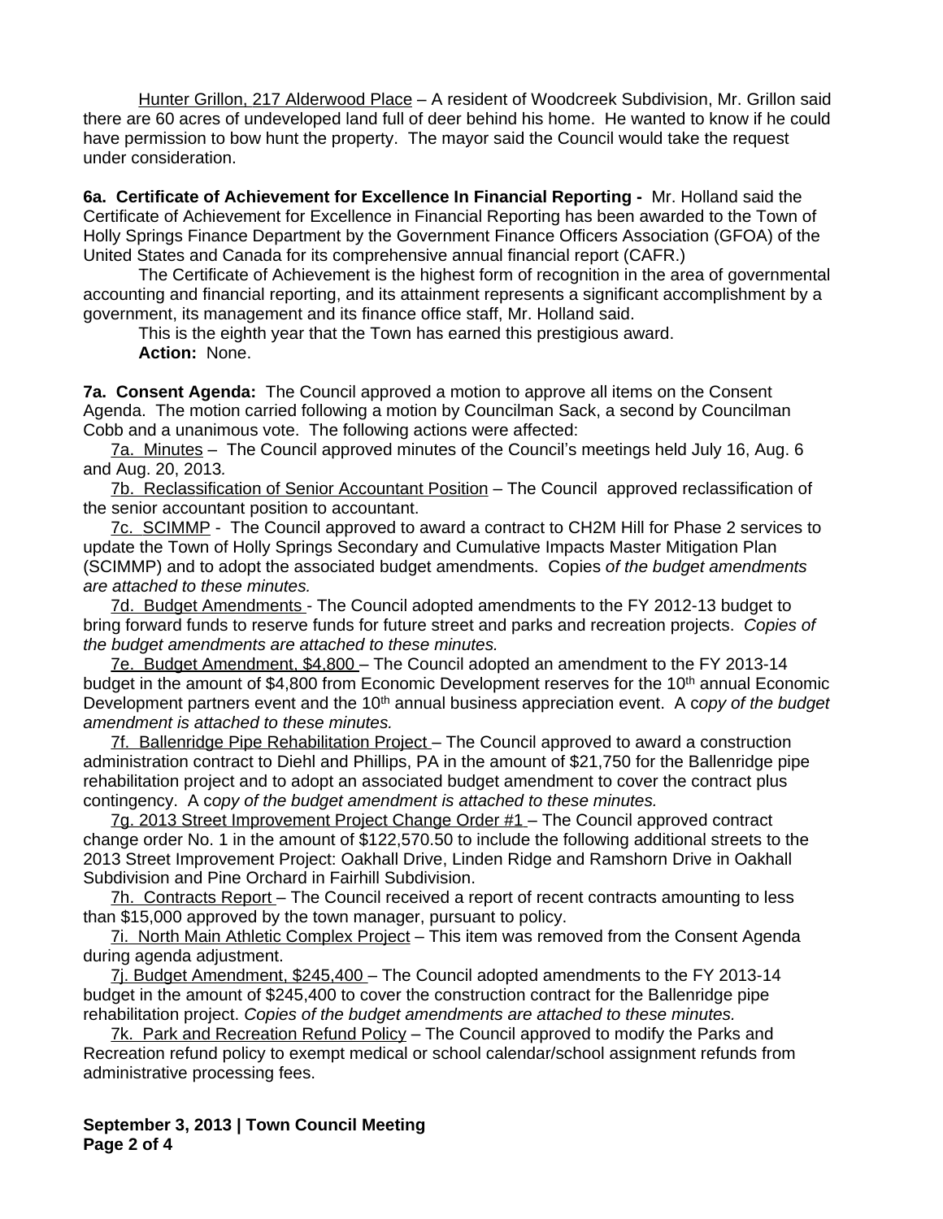Hunter Grillon, 217 Alderwood Place – A resident of Woodcreek Subdivision, Mr. Grillon said there are 60 acres of undeveloped land full of deer behind his home. He wanted to know if he could have permission to bow hunt the property. The mayor said the Council would take the request under consideration.

**6a. Certificate of Achievement for Excellence In Financial Reporting -** Mr. Holland said the Certificate of Achievement for Excellence in Financial Reporting has been awarded to the Town of Holly Springs Finance Department by the Government Finance Officers Association (GFOA) of the United States and Canada for its comprehensive annual financial report (CAFR.)

The Certificate of Achievement is the highest form of recognition in the area of governmental accounting and financial reporting, and its attainment represents a significant accomplishment by a government, its management and its finance office staff, Mr. Holland said.

This is the eighth year that the Town has earned this prestigious award.

**Action:** None.

**7a. Consent Agenda:** The Council approved a motion to approve all items on the Consent Agenda. The motion carried following a motion by Councilman Sack, a second by Councilman Cobb and a unanimous vote. The following actions were affected:

7a. Minutes – The Council approved minutes of the Council's meetings held July 16, Aug. 6 and Aug. 20, 2013*.*

7b. Reclassification of Senior Accountant Position – The Council approved reclassification of the senior accountant position to accountant.

7c. SCIMMP - The Council approved to award a contract to CH2M Hill for Phase 2 services to update the Town of Holly Springs Secondary and Cumulative Impacts Master Mitigation Plan (SCIMMP) and to adopt the associated budget amendments. Copies *of the budget amendments are attached to these minutes.*

7d. Budget Amendments - The Council adopted amendments to the FY 2012-13 budget to bring forward funds to reserve funds for future street and parks and recreation projects. *Copies of the budget amendments are attached to these minutes.*

7e. Budget Amendment, $4,800 – The Council adopted an amendment to the FY 2013-14 budget in the amount of $4,800 from Economic Development reserves for the 10th annual Economic Development partners event and the 10th annual business appreciation event. A c*opy of the budget amendment is attached to these minutes.*

7f. Ballenridge Pipe Rehabilitation Project – The Council approved to award a construction administration contract to Diehl and Phillips, PA in the amount of $21,750 for the Ballenridge pipe rehabilitation project and to adopt an associated budget amendment to cover the contract plus contingency. A c*opy of the budget amendment is attached to these minutes.*

7g. 2013 Street Improvement Project Change Order #1 – The Council approved contract change order No. 1 in the amount of $122,570.50 to include the following additional streets to the 2013 Street Improvement Project: Oakhall Drive, Linden Ridge and Ramshorn Drive in Oakhall Subdivision and Pine Orchard in Fairhill Subdivision.

7h. Contracts Report – The Council received a report of recent contracts amounting to less than $15,000 approved by the town manager, pursuant to policy.

7i. North Main Athletic Complex Project – This item was removed from the Consent Agenda during agenda adjustment.

7j. Budget Amendment, $245,400 – The Council adopted amendments to the FY 2013-14 budget in the amount of $245,400 to cover the construction contract for the Ballenridge pipe rehabilitation project. *Copies of the budget amendments are attached to these minutes.*

7k. Park and Recreation Refund Policy – The Council approved to modify the Parks and Recreation refund policy to exempt medical or school calendar/school assignment refunds from administrative processing fees.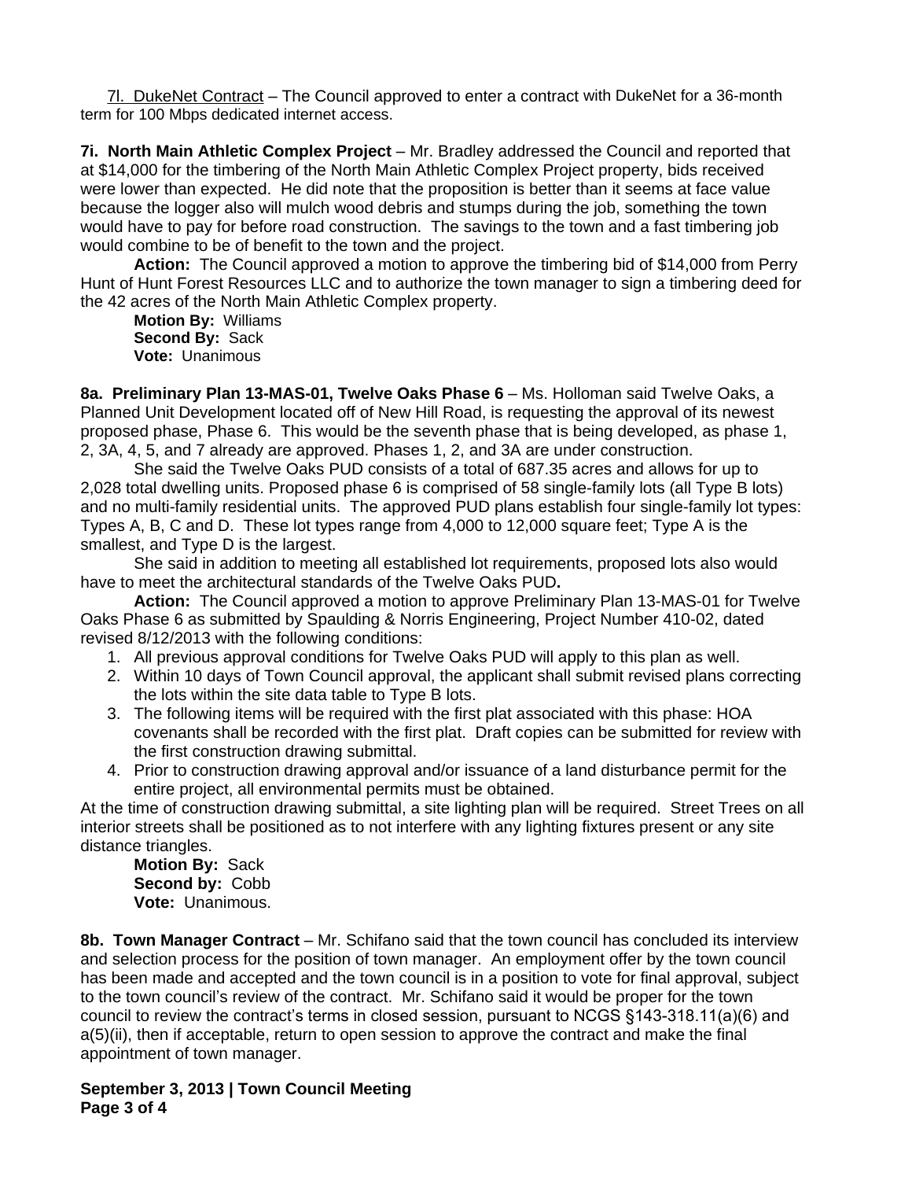7l. DukeNet Contract – The Council approved to enter a contract with DukeNet for a 36-month term for 100 Mbps dedicated internet access.

**7i. North Main Athletic Complex Project** – Mr. Bradley addressed the Council and reported that at $14,000 for the timbering of the North Main Athletic Complex Project property, bids received were lower than expected. He did note that the proposition is better than it seems at face value because the logger also will mulch wood debris and stumps during the job, something the town would have to pay for before road construction. The savings to the town and a fast timbering job would combine to be of benefit to the town and the project.

**Action:** The Council approved a motion to approve the timbering bid of $14,000 from Perry Hunt of Hunt Forest Resources LLC and to authorize the town manager to sign a timbering deed for the 42 acres of the North Main Athletic Complex property.

**Motion By:** Williams
**Second By:** Sack
**Vote:** Unanimous

**8a. Preliminary Plan 13-MAS-01, Twelve Oaks Phase 6** – Ms. Holloman said Twelve Oaks, a Planned Unit Development located off of New Hill Road, is requesting the approval of its newest proposed phase, Phase 6. This would be the seventh phase that is being developed, as phase 1, 2, 3A, 4, 5, and 7 already are approved. Phases 1, 2, and 3A are under construction.

She said the Twelve Oaks PUD consists of a total of 687.35 acres and allows for up to 2,028 total dwelling units. Proposed phase 6 is comprised of 58 single-family lots (all Type B lots) and no multi-family residential units. The approved PUD plans establish four single-family lot types: Types A, B, C and D. These lot types range from 4,000 to 12,000 square feet; Type A is the smallest, and Type D is the largest.

She said in addition to meeting all established lot requirements, proposed lots also would have to meet the architectural standards of the Twelve Oaks PUD**.**

**Action:** The Council approved a motion to approve Preliminary Plan 13-MAS-01 for Twelve Oaks Phase 6 as submitted by Spaulding & Norris Engineering, Project Number 410-02, dated revised 8/12/2013 with the following conditions:

1. All previous approval conditions for Twelve Oaks PUD will apply to this plan as well.
2. Within 10 days of Town Council approval, the applicant shall submit revised plans correcting the lots within the site data table to Type B lots.
3. The following items will be required with the first plat associated with this phase: HOA covenants shall be recorded with the first plat. Draft copies can be submitted for review with the first construction drawing submittal.
4. Prior to construction drawing approval and/or issuance of a land disturbance permit for the entire project, all environmental permits must be obtained.

At the time of construction drawing submittal, a site lighting plan will be required. Street Trees on all interior streets shall be positioned as to not interfere with any lighting fixtures present or any site distance triangles.

**Motion By:** Sack
**Second by:** Cobb
**Vote:** Unanimous.

**8b. Town Manager Contract** – Mr. Schifano said that the town council has concluded its interview and selection process for the position of town manager. An employment offer by the town council has been made and accepted and the town council is in a position to vote for final approval, subject to the town council's review of the contract. Mr. Schifano said it would be proper for the town council to review the contract's terms in closed session, pursuant to NCGS §143-318.11(a)(6) and a(5)(ii), then if acceptable, return to open session to approve the contract and make the final appointment of town manager.

**September 3, 2013 | Town Council Meeting**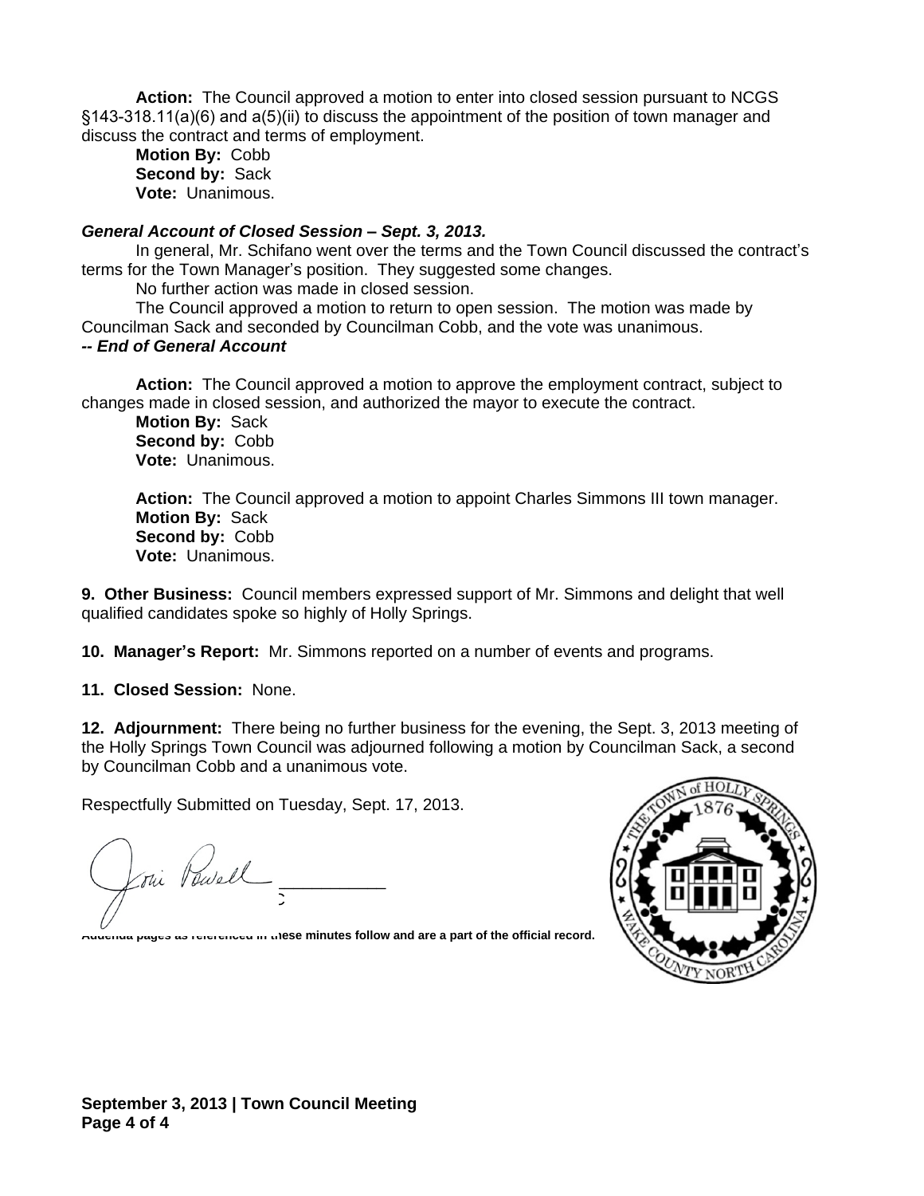**Action:** The Council approved a motion to enter into closed session pursuant to NCGS §143-318.11(a)(6) and a(5)(ii) to discuss the appointment of the position of town manager and discuss the contract and terms of employment.

**Motion By:** Cobb
**Second by:** Sack
**Vote:** Unanimous.

***General Account of Closed Session – Sept. 3, 2013.***

In general, Mr. Schifano went over the terms and the Town Council discussed the contract's terms for the Town Manager's position. They suggested some changes.

No further action was made in closed session.

The Council approved a motion to return to open session. The motion was made by Councilman Sack and seconded by Councilman Cobb, and the vote was unanimous.

***-- End of General Account***

**Action:** The Council approved a motion to approve the employment contract, subject to changes made in closed session, and authorized the mayor to execute the contract.

**Motion By:** Sack
**Second by:** Cobb
**Vote:** Unanimous.

**Action:** The Council approved a motion to appoint Charles Simmons III town manager.

**Motion By:** Sack
**Second by:** Cobb
**Vote:** Unanimous.

**9. Other Business:** Council members expressed support of Mr. Simmons and delight that well qualified candidates spoke so highly of Holly Springs.

**10. Manager's Report:** Mr. Simmons reported on a number of events and programs.

**11. Closed Session:** None.

**12. Adjournment:** There being no further business for the evening, the Sept. 3, 2013 meeting of the Holly Springs Town Council was adjourned following a motion by Councilman Sack, a second by Councilman Cobb and a unanimous vote.

Respectfully Submitted on Tuesday, Sept. 17, 2013.

Joni Powell ___________

**Addenda pages as referenced in these minutes follow and are a part of the official record.**